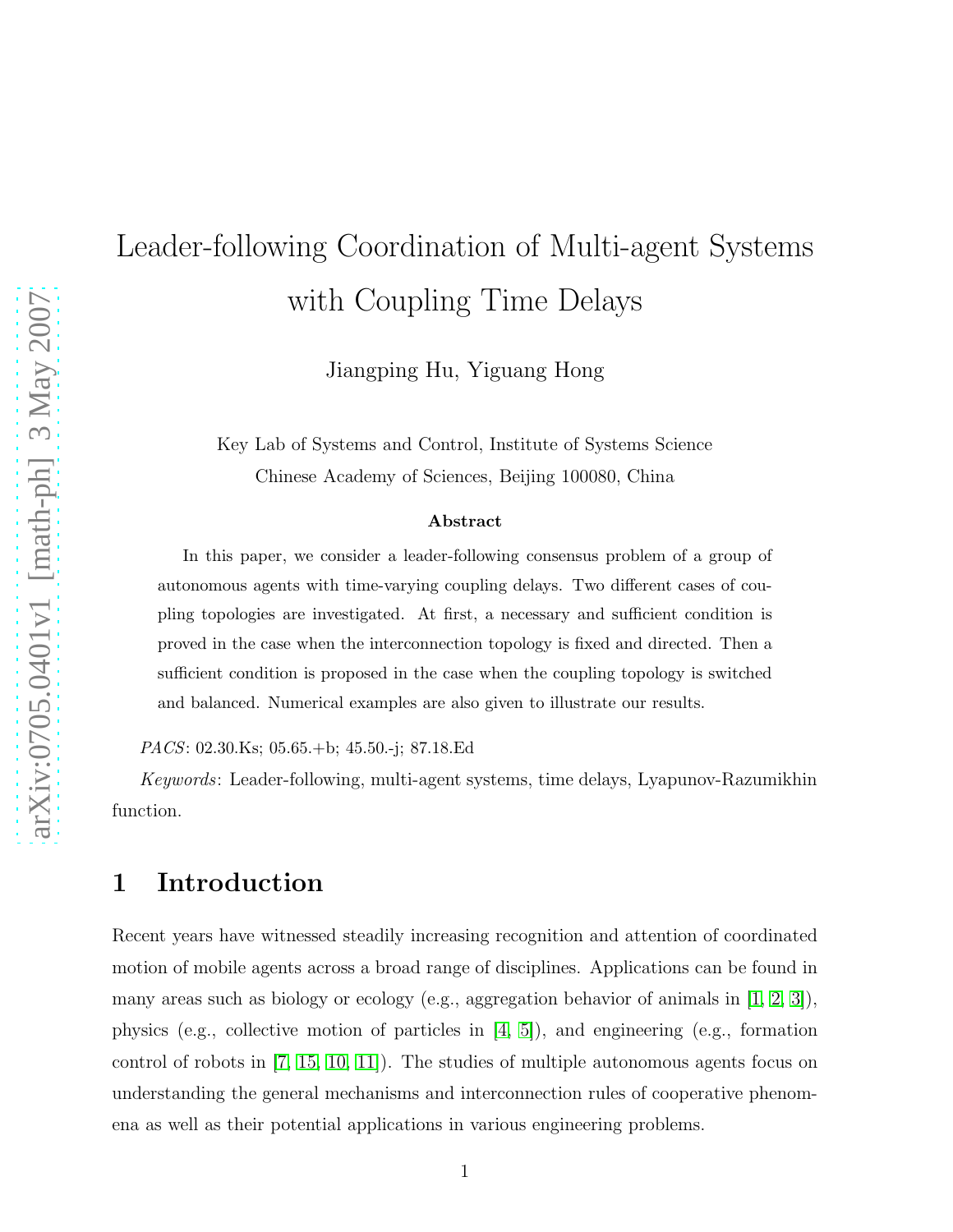# Leader-following Coordination of Multi-agent Systems with Coupling Time Delays

Jiangping Hu, Yiguang Hong

Key Lab of Systems and Control, Institute of Systems Science
Chinese Academy of Sciences, Beijing 100080, China

### Abstract

In this paper, we consider a leader-following consensus problem of a group of autonomous agents with time-varying coupling delays. Two different cases of coupling topologies are investigated. At first, a necessary and sufficient condition is proved in the case when the interconnection topology is fixed and directed. Then a sufficient condition is proposed in the case when the coupling topology is switched and balanced. Numerical examples are also given to illustrate our results.

*PACS*: 02.30.Ks; 05.65.+b; 45.50.-j; 87.18.Ed

*Keywords*: Leader-following, multi-agent systems, time delays, Lyapunov-Razumikhin function.

## 1 Introduction

Recent years have witnessed steadily increasing recognition and attention of coordinated motion of mobile agents across a broad range of disciplines. Applications can be found in many areas such as biology or ecology (e.g., aggregation behavior of animals in [1, 2, 3]), physics (e.g., collective motion of particles in [4, 5]), and engineering (e.g., formation control of robots in [7, 15, 10, 11]). The studies of multiple autonomous agents focus on understanding the general mechanisms and interconnection rules of cooperative phenomena as well as their potential applications in various engineering problems.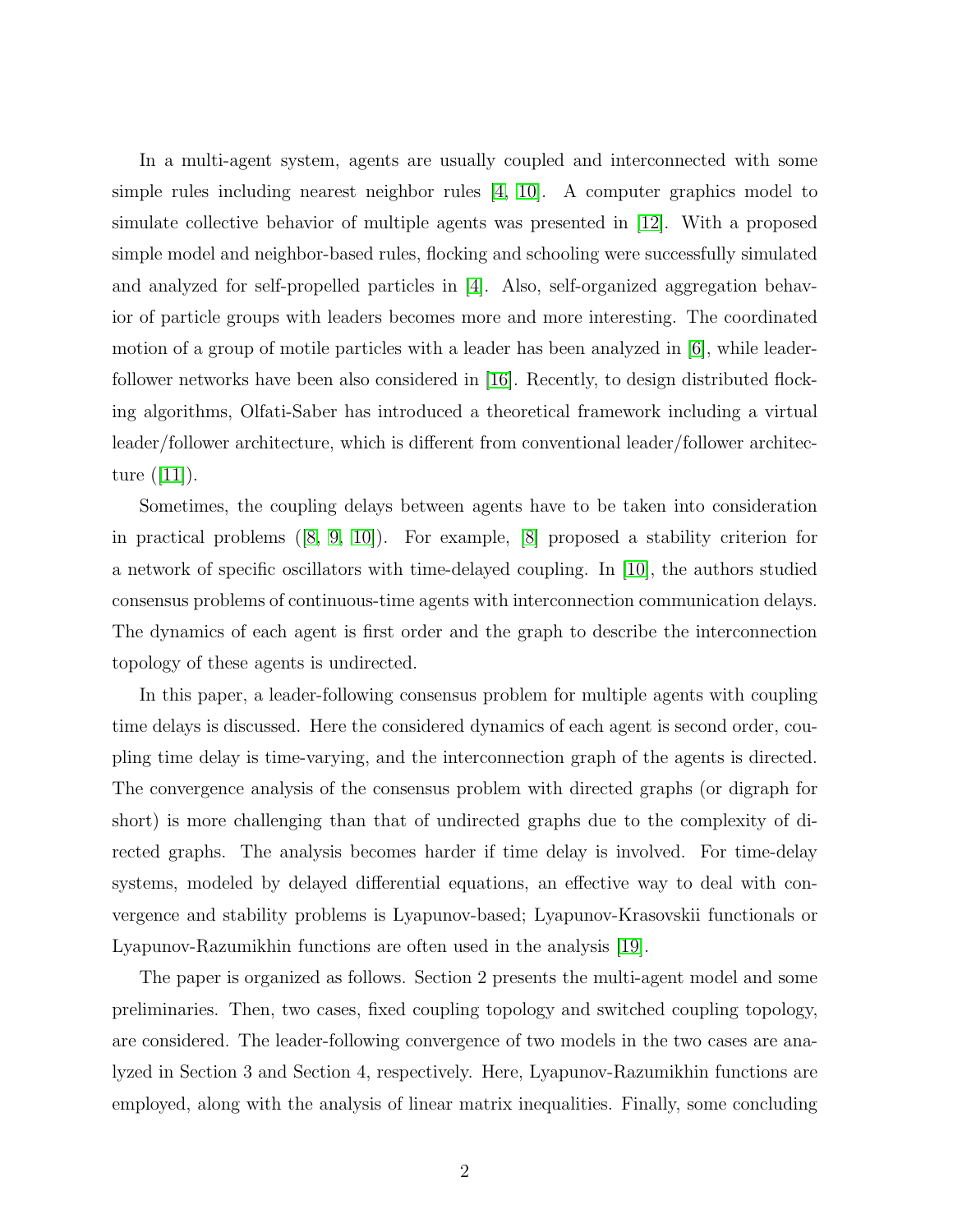In a multi-agent system, agents are usually coupled and interconnected with some simple rules including nearest neighbor rules [4, 10]. A computer graphics model to simulate collective behavior of multiple agents was presented in [12]. With a proposed simple model and neighbor-based rules, flocking and schooling were successfully simulated and analyzed for self-propelled particles in [4]. Also, self-organized aggregation behavior of particle groups with leaders becomes more and more interesting. The coordinated motion of a group of motile particles with a leader has been analyzed in [6], while leader-follower networks have been also considered in [16]. Recently, to design distributed flocking algorithms, Olfati-Saber has introduced a theoretical framework including a virtual leader/follower architecture, which is different from conventional leader/follower architecture ([11]).

Sometimes, the coupling delays between agents have to be taken into consideration in practical problems ([8, 9, 10]). For example, [8] proposed a stability criterion for a network of specific oscillators with time-delayed coupling. In [10], the authors studied consensus problems of continuous-time agents with interconnection communication delays. The dynamics of each agent is first order and the graph to describe the interconnection topology of these agents is undirected.

In this paper, a leader-following consensus problem for multiple agents with coupling time delays is discussed. Here the considered dynamics of each agent is second order, coupling time delay is time-varying, and the interconnection graph of the agents is directed. The convergence analysis of the consensus problem with directed graphs (or digraph for short) is more challenging than that of undirected graphs due to the complexity of directed graphs. The analysis becomes harder if time delay is involved. For time-delay systems, modeled by delayed differential equations, an effective way to deal with convergence and stability problems is Lyapunov-based; Lyapunov-Krasovskii functionals or Lyapunov-Razumikhin functions are often used in the analysis [19].

The paper is organized as follows. Section 2 presents the multi-agent model and some preliminaries. Then, two cases, fixed coupling topology and switched coupling topology, are considered. The leader-following convergence of two models in the two cases are analyzed in Section 3 and Section 4, respectively. Here, Lyapunov-Razumikhin functions are employed, along with the analysis of linear matrix inequalities. Finally, some concluding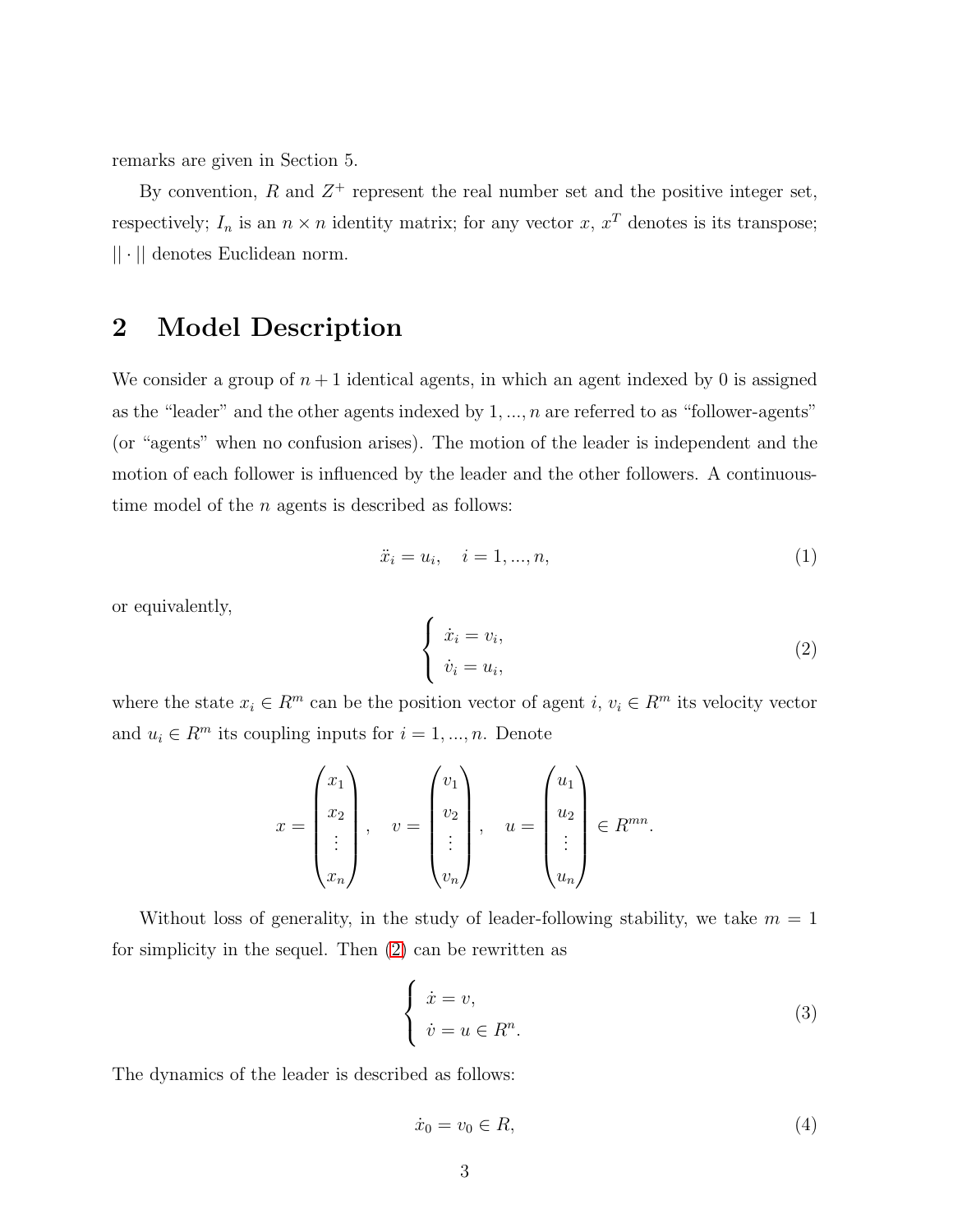remarks are given in Section 5.

By convention, $R$ and $Z^+$ represent the real number set and the positive integer set, respectively; $I_n$ is an $n \times n$ identity matrix; for any vector $x$, $x^T$ denotes is its transpose; $|| \cdot ||$ denotes Euclidean norm.

## 2 Model Description

We consider a group of $n+1$ identical agents, in which an agent indexed by 0 is assigned as the "leader" and the other agents indexed by $1, ..., n$ are referred to as "follower-agents" (or "agents" when no confusion arises). The motion of the leader is independent and the motion of each follower is influenced by the leader and the other followers. A continuous-time model of the $n$ agents is described as follows:

$$\ddot{x}_i = u_i, \quad i = 1, ..., n, \tag{1}$$

or equivalently,

$$\begin{cases} \dot{x}_i = v_i, \\ \dot{v}_i = u_i, \end{cases} \tag{2}$$

where the state $x_i \in R^m$ can be the position vector of agent $i$, $v_i \in R^m$ its velocity vector and $u_i \in R^m$ its coupling inputs for $i = 1, ..., n$. Denote

$$x = \begin{pmatrix} x_1 \\ x_2 \\ \vdots \\ x_n \end{pmatrix}, \quad v = \begin{pmatrix} v_1 \\ v_2 \\ \vdots \\ v_n \end{pmatrix}, \quad u = \begin{pmatrix} u_1 \\ u_2 \\ \vdots \\ u_n \end{pmatrix} \in R^{mn}.$$

Without loss of generality, in the study of leader-following stability, we take $m = 1$ for simplicity in the sequel. Then (2) can be rewritten as

$$\begin{cases} \dot{x} = v, \\ \dot{v} = u \in R^n. \end{cases} \tag{3}$$

The dynamics of the leader is described as follows:

$$\dot{x}_0 = v_0 \in R, \tag{4}$$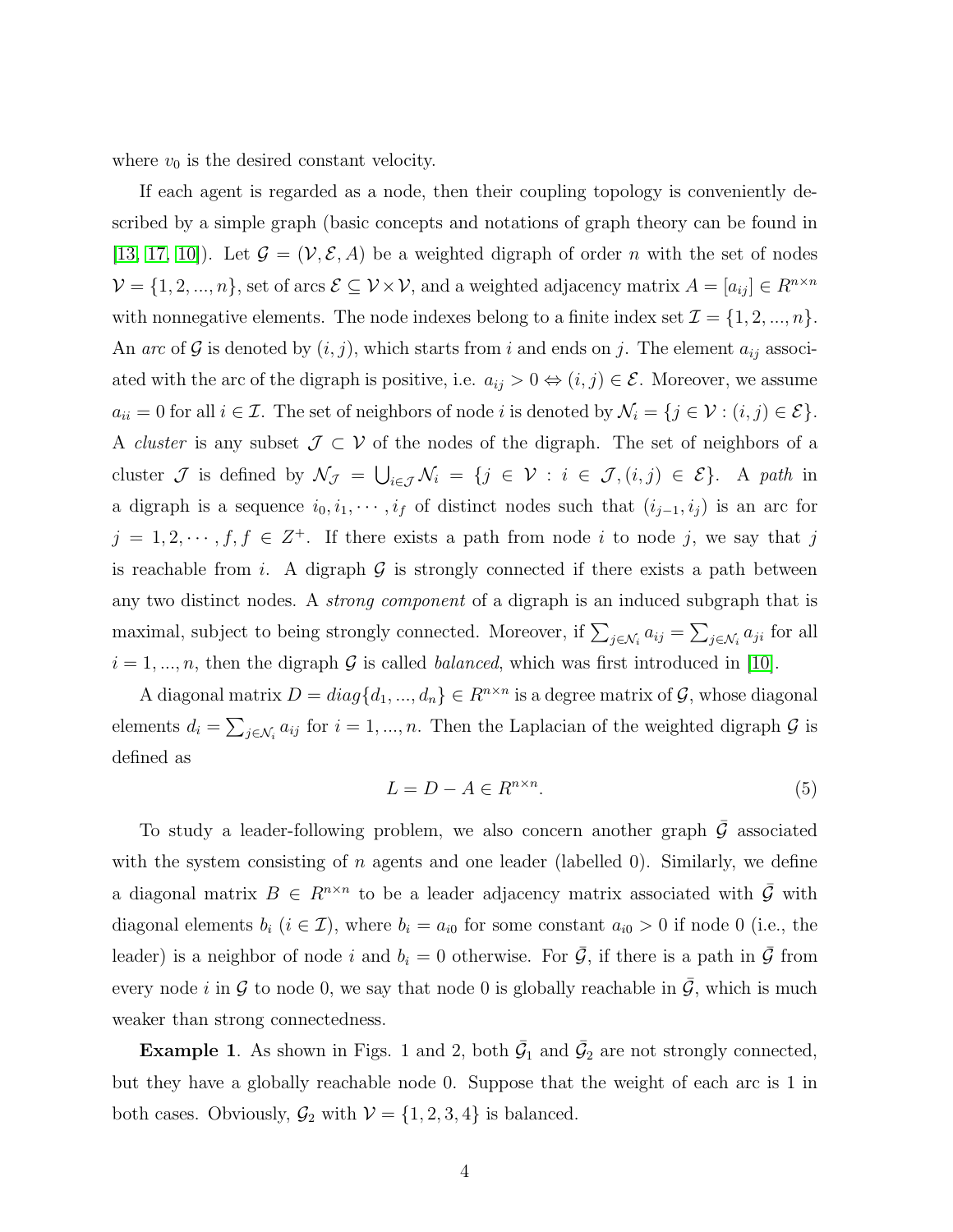where $v_0$ is the desired constant velocity.

If each agent is regarded as a node, then their coupling topology is conveniently described by a simple graph (basic concepts and notations of graph theory can be found in [13, 17, 10]). Let $\mathcal{G} = (\mathcal{V}, \mathcal{E}, A)$ be a weighted digraph of order $n$ with the set of nodes $\mathcal{V} = \{1, 2, ..., n\}$, set of arcs $\mathcal{E} \subseteq \mathcal{V} \times \mathcal{V}$, and a weighted adjacency matrix $A = [a_{ij}] \in R^{n \times n}$ with nonnegative elements. The node indexes belong to a finite index set $\mathcal{I} = \{1, 2, ..., n\}$. An *arc* of $\mathcal{G}$ is denoted by $(i, j)$, which starts from $i$ and ends on $j$. The element $a_{ij}$ associated with the arc of the digraph is positive, i.e. $a_{ij} > 0 \Leftrightarrow (i, j) \in \mathcal{E}$. Moreover, we assume $a_{ii} = 0$ for all $i \in \mathcal{I}$. The set of neighbors of node $i$ is denoted by $\mathcal{N}_i = \{j \in \mathcal{V} : (i, j) \in \mathcal{E}\}$. A *cluster* is any subset $\mathcal{J} \subset \mathcal{V}$ of the nodes of the digraph. The set of neighbors of a cluster $\mathcal{J}$ is defined by $\mathcal{N}_{\mathcal{J}} = \bigcup_{i \in \mathcal{J}} \mathcal{N}_i = \{j \in \mathcal{V} : i \in \mathcal{J}, (i, j) \in \mathcal{E}\}$. A *path* in a digraph is a sequence $i_0, i_1, \cdots, i_f$ of distinct nodes such that $(i_{j-1}, i_j)$ is an arc for $j = 1, 2, \cdots, f, f \in Z^+$. If there exists a path from node $i$ to node $j$, we say that $j$ is reachable from $i$. A digraph $\mathcal{G}$ is strongly connected if there exists a path between any two distinct nodes. A *strong component* of a digraph is an induced subgraph that is maximal, subject to being strongly connected. Moreover, if $\sum_{j \in \mathcal{N}_i} a_{ij} = \sum_{j \in \mathcal{N}_i} a_{ji}$ for all $i = 1, ..., n$, then the digraph $\mathcal{G}$ is called *balanced*, which was first introduced in [10].

A diagonal matrix $D = diag\{d_1, ..., d_n\} \in R^{n \times n}$ is a degree matrix of $\mathcal{G}$, whose diagonal elements $d_i = \sum_{j \in \mathcal{N}_i} a_{ij}$ for $i = 1, ..., n$. Then the Laplacian of the weighted digraph $\mathcal{G}$ is defined as

$$L = D - A \in R^{n \times n}. \tag{5}$$

To study a leader-following problem, we also concern another graph $\bar{\mathcal{G}}$ associated with the system consisting of $n$ agents and one leader (labelled 0). Similarly, we define a diagonal matrix $B \in R^{n \times n}$ to be a leader adjacency matrix associated with $\bar{\mathcal{G}}$ with diagonal elements $b_i$ ($i \in \mathcal{I}$), where $b_i = a_{i0}$ for some constant $a_{i0} > 0$ if node 0 (i.e., the leader) is a neighbor of node $i$ and $b_i = 0$ otherwise. For $\bar{\mathcal{G}}$, if there is a path in $\bar{\mathcal{G}}$ from every node $i$ in $\mathcal{G}$ to node 0, we say that node 0 is globally reachable in $\bar{\mathcal{G}}$, which is much weaker than strong connectedness.

**Example 1**. As shown in Figs. 1 and 2, both $\bar{\mathcal{G}}_1$ and $\bar{\mathcal{G}}_2$ are not strongly connected, but they have a globally reachable node 0. Suppose that the weight of each arc is 1 in both cases. Obviously, $\mathcal{G}_2$ with $\mathcal{V} = \{1, 2, 3, 4\}$ is balanced.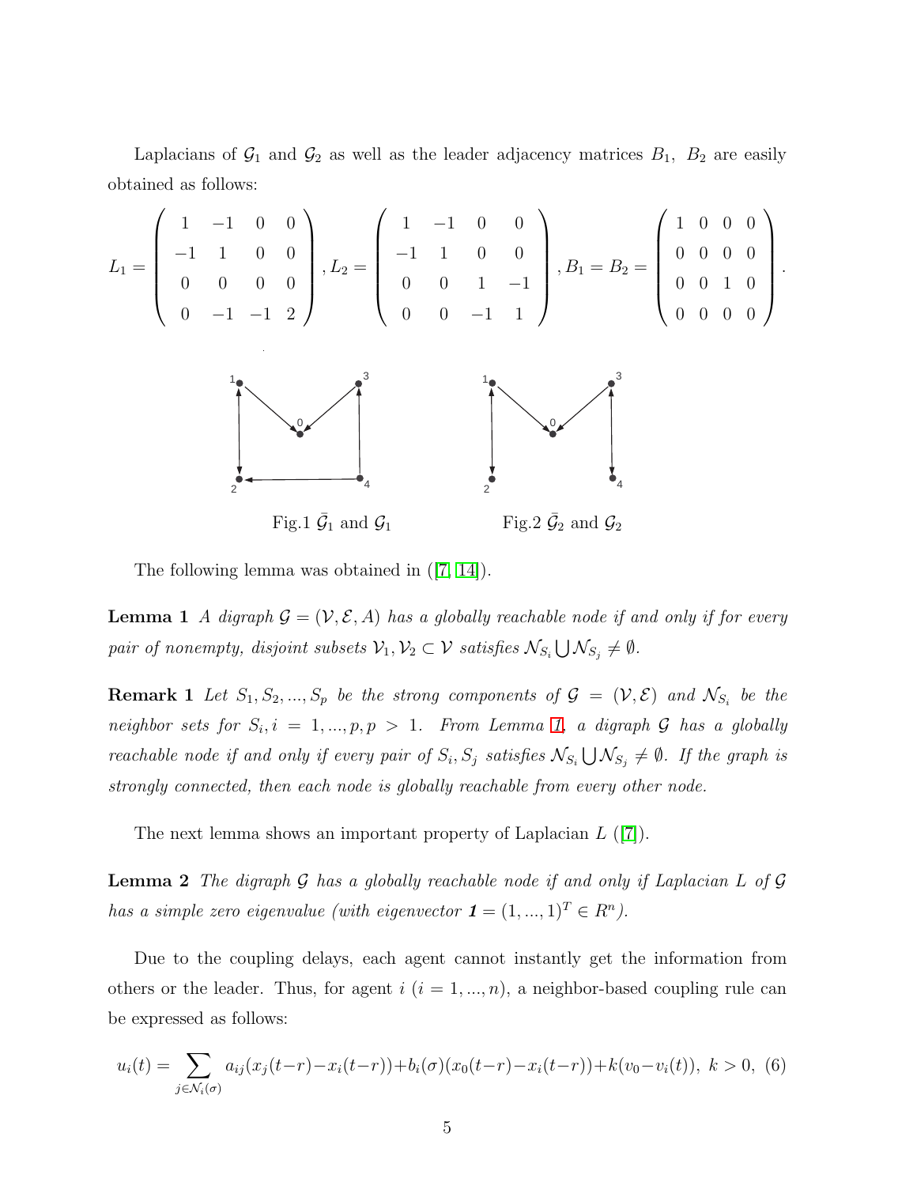Laplacians of $\mathcal{G}_1$ and $\mathcal{G}_2$ as well as the leader adjacency matrices $B_1$, $B_2$ are easily obtained as follows:

$$L_1 = \begin{pmatrix} 1 & -1 & 0 & 0 \\ -1 & 1 & 0 & 0 \\ 0 & 0 & 0 & 0 \\ 0 & -1 & -1 & 2 \end{pmatrix}, L_2 = \begin{pmatrix} 1 & -1 & 0 & 0 \\ -1 & 1 & 0 & 0 \\ 0 & 0 & 1 & -1 \\ 0 & 0 & -1 & 1 \end{pmatrix}, B_1 = B_2 = \begin{pmatrix} 1 & 0 & 0 & 0 \\ 0 & 0 & 0 & 0 \\ 0 & 0 & 1 & 0 \\ 0 & 0 & 0 & 0 \end{pmatrix}.$$

Fig.1 $\bar{\mathcal{G}}_1$ and $\mathcal{G}_1$ Fig.2 $\bar{\mathcal{G}}_2$ and $\mathcal{G}_2$

The following lemma was obtained in ([7, 14]).

**Lemma 1** *A digraph $\mathcal{G} = (\mathcal{V}, \mathcal{E}, A)$ has a globally reachable node if and only if for every pair of nonempty, disjoint subsets $\mathcal{V}_1, \mathcal{V}_2 \subset \mathcal{V}$ satisfies $\mathcal{N}_{S_i} \bigcup \mathcal{N}_{S_j} \neq \emptyset$.*

**Remark 1** *Let $S_1, S_2, ..., S_p$ be the strong components of $\mathcal{G} = (\mathcal{V}, \mathcal{E})$ and $\mathcal{N}_{S_i}$ be the neighbor sets for $S_i, i = 1, ..., p, p > 1$. From Lemma 1, a digraph $\mathcal{G}$ has a globally reachable node if and only if every pair of $S_i, S_j$ satisfies $\mathcal{N}_{S_i} \bigcup \mathcal{N}_{S_j} \neq \emptyset$. If the graph is strongly connected, then each node is globally reachable from every other node.*

The next lemma shows an important property of Laplacian $L$ ([7]).

**Lemma 2** *The digraph $\mathcal{G}$ has a globally reachable node if and only if Laplacian $L$ of $\mathcal{G}$ has a simple zero eigenvalue (with eigenvector $\mathbf{1} = (1, ..., 1)^T \in R^n$).*

Due to the coupling delays, each agent cannot instantly get the information from others or the leader. Thus, for agent $i$ ($i = 1, ..., n$), a neighbor-based coupling rule can be expressed as follows:

$$u_i(t) = \sum_{j \in \mathcal{N}_i(\sigma)} a_{ij}(x_j(t-r) - x_i(t-r)) + b_i(\sigma)(x_0(t-r) - x_i(t-r)) + k(v_0 - v_i(t)),\ k > 0, \quad (6)$$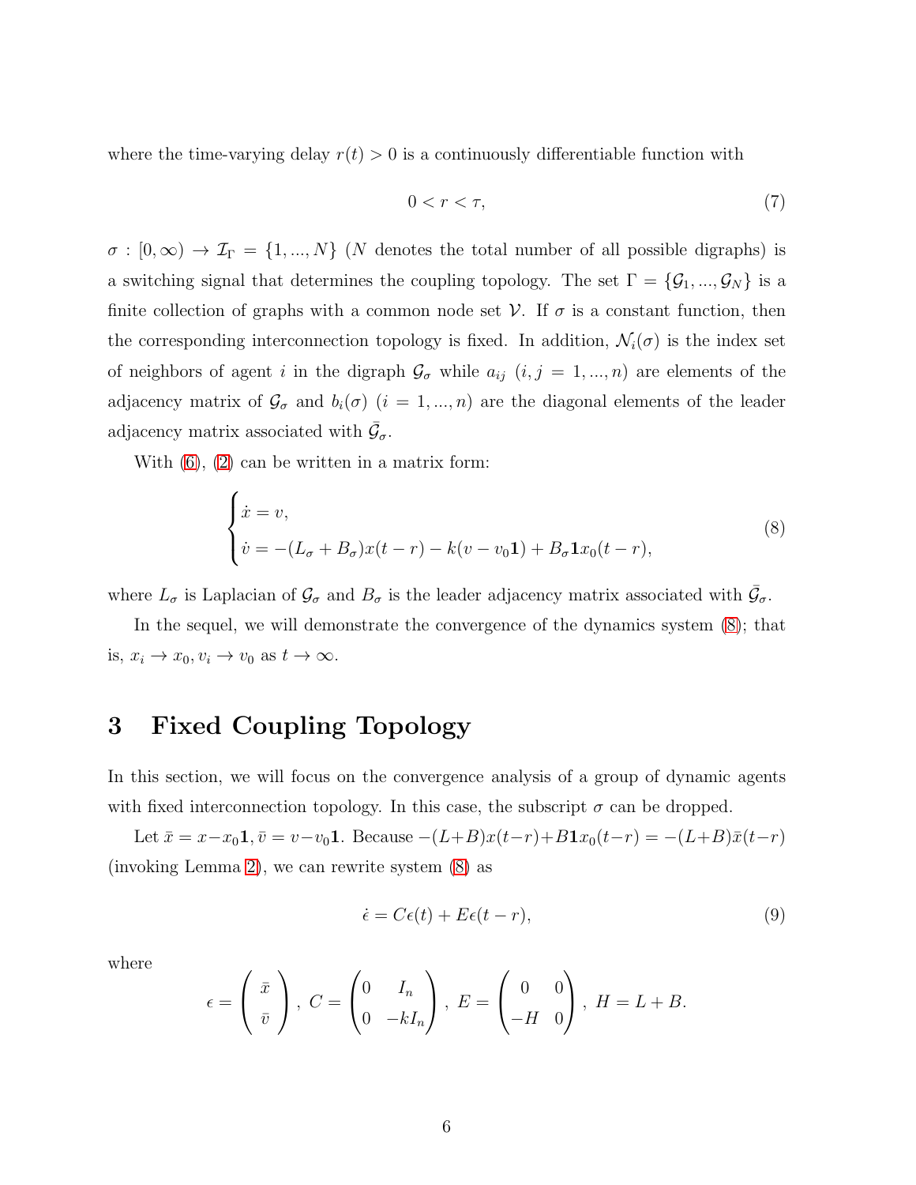where the time-varying delay $r(t) > 0$ is a continuously differentiable function with

$$0 < r < \tau, \tag{7}$$

$\sigma : [0, \infty) \to \mathcal{I}_\Gamma = \{1, ..., N\}$ ($N$ denotes the total number of all possible digraphs) is a switching signal that determines the coupling topology. The set $\Gamma = \{\mathcal{G}_1, ..., \mathcal{G}_N\}$ is a finite collection of graphs with a common node set $\mathcal{V}$. If $\sigma$ is a constant function, then the corresponding interconnection topology is fixed. In addition, $\mathcal{N}_i(\sigma)$ is the index set of neighbors of agent $i$ in the digraph $\mathcal{G}_\sigma$ while $a_{ij}$ $(i, j = 1, ..., n)$ are elements of the adjacency matrix of $\mathcal{G}_\sigma$ and $b_i(\sigma)$ $(i = 1, ..., n)$ are the diagonal elements of the leader adjacency matrix associated with $\bar{\mathcal{G}}_\sigma$.

With (6), (2) can be written in a matrix form:

$$\begin{cases} \dot{x} = v, \\ \dot{v} = -(L_\sigma + B_\sigma)x(t - r) - k(v - v_0\mathbf{1}) + B_\sigma \mathbf{1} x_0(t - r), \end{cases} \tag{8}$$

where $L_\sigma$ is Laplacian of $\mathcal{G}_\sigma$ and $B_\sigma$ is the leader adjacency matrix associated with $\bar{\mathcal{G}}_\sigma$.

In the sequel, we will demonstrate the convergence of the dynamics system (8); that is, $x_i \to x_0, v_i \to v_0$ as $t \to \infty$.

## 3 Fixed Coupling Topology

In this section, we will focus on the convergence analysis of a group of dynamic agents with fixed interconnection topology. In this case, the subscript $\sigma$ can be dropped.

Let $\bar{x} = x - x_0\mathbf{1}, \bar{v} = v - v_0\mathbf{1}$. Because $-(L+B)x(t-r) + B\mathbf{1}x_0(t-r) = -(L+B)\bar{x}(t-r)$ (invoking Lemma 2), we can rewrite system (8) as

$$\dot{\epsilon} = C\epsilon(t) + E\epsilon(t - r), \tag{9}$$

where

$$\epsilon = \begin{pmatrix} \bar{x} \\ \bar{v} \end{pmatrix}, \; C = \begin{pmatrix} 0 & I_n \\ 0 & -kI_n \end{pmatrix}, \; E = \begin{pmatrix} 0 & 0 \\ -H & 0 \end{pmatrix}, \; H = L + B.$$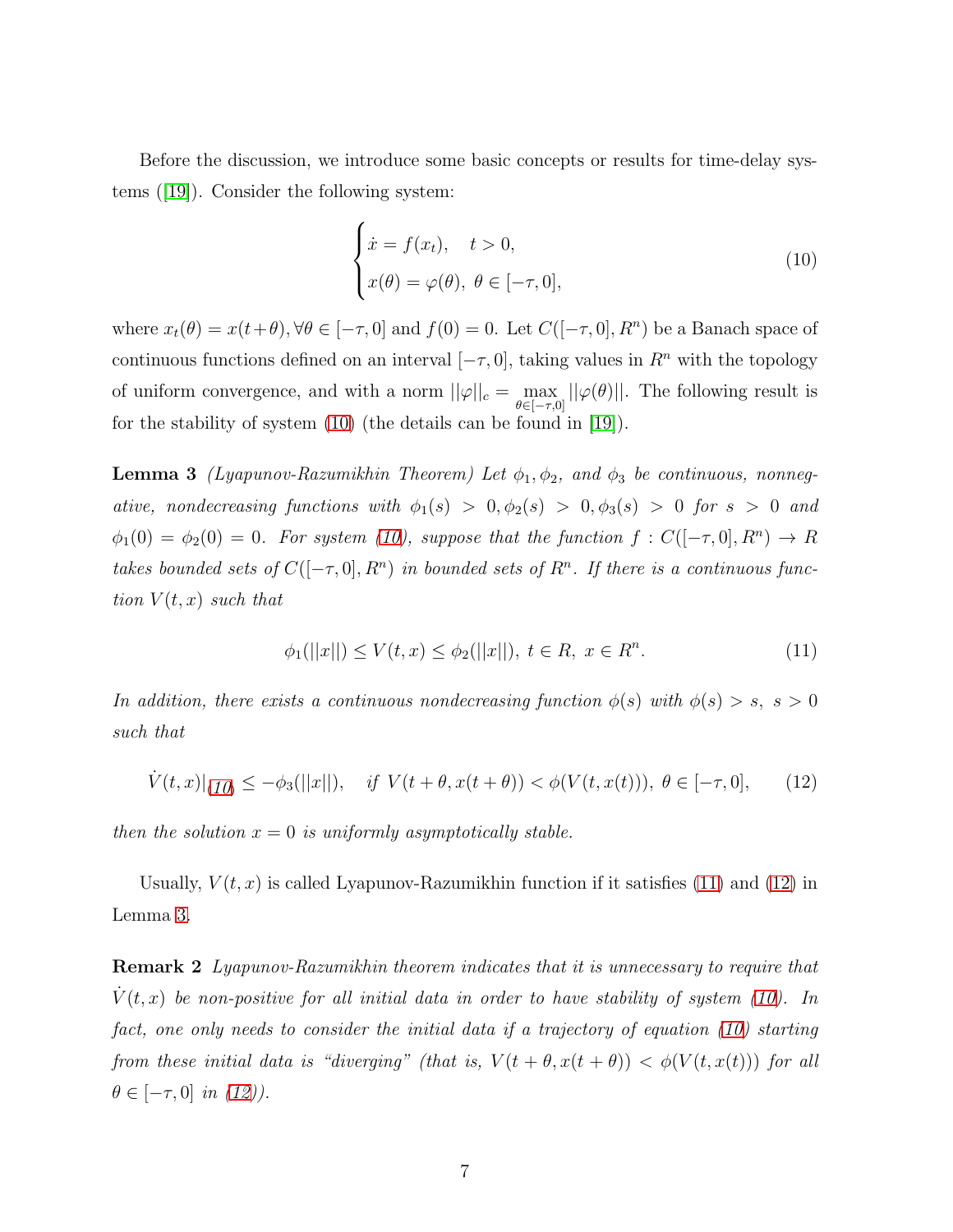Before the discussion, we introduce some basic concepts or results for time-delay systems ([19]). Consider the following system:

$$
\begin{cases}
\dot{x} = f(x_t), \quad t > 0, \\
x(\theta) = \varphi(\theta), \ \theta \in [-\tau, 0],
\end{cases}
\tag{10}
$$

where $x_t(\theta) = x(t+\theta), \forall \theta \in [-\tau, 0]$ and $f(0) = 0$. Let $C([-\tau, 0], R^n)$ be a Banach space of continuous functions defined on an interval $[-\tau, 0]$, taking values in $R^n$ with the topology of uniform convergence, and with a norm $||\varphi||_c = \max_{\theta \in [-\tau,0]} ||\varphi(\theta)||$. The following result is for the stability of system (10) (the details can be found in [19]).

**Lemma 3** *(Lyapunov-Razumikhin Theorem) Let $\phi_1, \phi_2,$ and $\phi_3$ be continuous, nonnegative, nondecreasing functions with $\phi_1(s) > 0, \phi_2(s) > 0, \phi_3(s) > 0$ for $s > 0$ and $\phi_1(0) = \phi_2(0) = 0$. For system (10), suppose that the function $f : C([-\tau, 0], R^n) \to R$ takes bounded sets of $C([-\tau, 0], R^n)$ in bounded sets of $R^n$. If there is a continuous function $V(t, x)$ such that*

$$
\phi_1(||x||) \le V(t, x) \le \phi_2(||x||), \ t \in R, \ x \in R^n. \tag{11}
$$

*In addition, there exists a continuous nondecreasing function $\phi(s)$ with $\phi(s) > s, \ s > 0$ such that*

$$
\dot{V}(t, x)|_{(10)} \le -\phi_3(||x||), \quad \text{if } V(t+\theta, x(t+\theta)) < \phi(V(t, x(t))), \ \theta \in [-\tau, 0], \tag{12}
$$

*then the solution $x = 0$ is uniformly asymptotically stable.*

Usually, $V(t, x)$ is called Lyapunov-Razumikhin function if it satisfies (11) and (12) in Lemma 3.

**Remark 2** *Lyapunov-Razumikhin theorem indicates that it is unnecessary to require that $\dot{V}(t, x)$ be non-positive for all initial data in order to have stability of system (10). In fact, one only needs to consider the initial data if a trajectory of equation (10) starting from these initial data is "diverging" (that is, $V(t+\theta, x(t+\theta)) < \phi(V(t, x(t)))$ for all $\theta \in [-\tau, 0]$ in (12)).*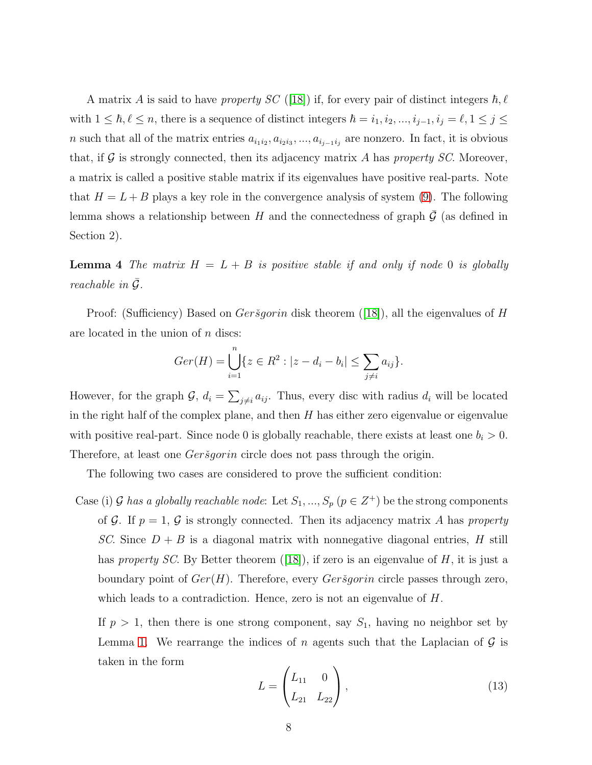A matrix $A$ is said to have *property SC* ([18]) if, for every pair of distinct integers $\hbar, \ell$ with $1 \leq \hbar, \ell \leq n$, there is a sequence of distinct integers $\hbar = i_1, i_2, ..., i_{j-1}, i_j = \ell, 1 \leq j \leq n$ such that all of the matrix entries $a_{i_1 i_2}, a_{i_2 i_3}, ..., a_{i_{j-1} i_j}$ are nonzero. In fact, it is obvious that, if $\mathcal{G}$ is strongly connected, then its adjacency matrix $A$ has *property SC*. Moreover, a matrix is called a positive stable matrix if its eigenvalues have positive real-parts. Note that $H = L + B$ plays a key role in the convergence analysis of system (9). The following lemma shows a relationship between $H$ and the connectedness of graph $\bar{\mathcal{G}}$ (as defined in Section 2).

**Lemma 4** *The matrix $H = L + B$ is positive stable if and only if node 0 is globally reachable in $\bar{\mathcal{G}}$.*

Proof: (Sufficiency) Based on *Geršgorin* disk theorem ([18]), all the eigenvalues of $H$ are located in the union of $n$ discs:

$$Ger(H) = \bigcup_{i=1}^{n} \{z \in R^2 : |z - d_i - b_i| \leq \sum_{j \neq i} a_{ij}\}.$$

However, for the graph $\mathcal{G}$, $d_i = \sum_{j \neq i} a_{ij}$. Thus, every disc with radius $d_i$ will be located in the right half of the complex plane, and then $H$ has either zero eigenvalue or eigenvalue with positive real-part. Since node 0 is globally reachable, there exists at least one $b_i > 0$. Therefore, at least one *Geršgorin* circle does not pass through the origin.

The following two cases are considered to prove the sufficient condition:

Case (i) *$\mathcal{G}$ has a globally reachable node*: Let $S_1, ..., S_p$ ($p \in Z^+$) be the strong components of $\mathcal{G}$. If $p = 1$, $\mathcal{G}$ is strongly connected. Then its adjacency matrix $A$ has *property SC*. Since $D + B$ is a diagonal matrix with nonnegative diagonal entries, $H$ still has *property SC*. By Better theorem ([18]), if zero is an eigenvalue of $H$, it is just a boundary point of $Ger(H)$. Therefore, every *Geršgorin* circle passes through zero, which leads to a contradiction. Hence, zero is not an eigenvalue of $H$.

If $p > 1$, then there is one strong component, say $S_1$, having no neighbor set by Lemma 1. We rearrange the indices of $n$ agents such that the Laplacian of $\mathcal{G}$ is taken in the form

$$L = \begin{pmatrix} L_{11} & 0 \\ L_{21} & L_{22} \end{pmatrix}, \tag{13}$$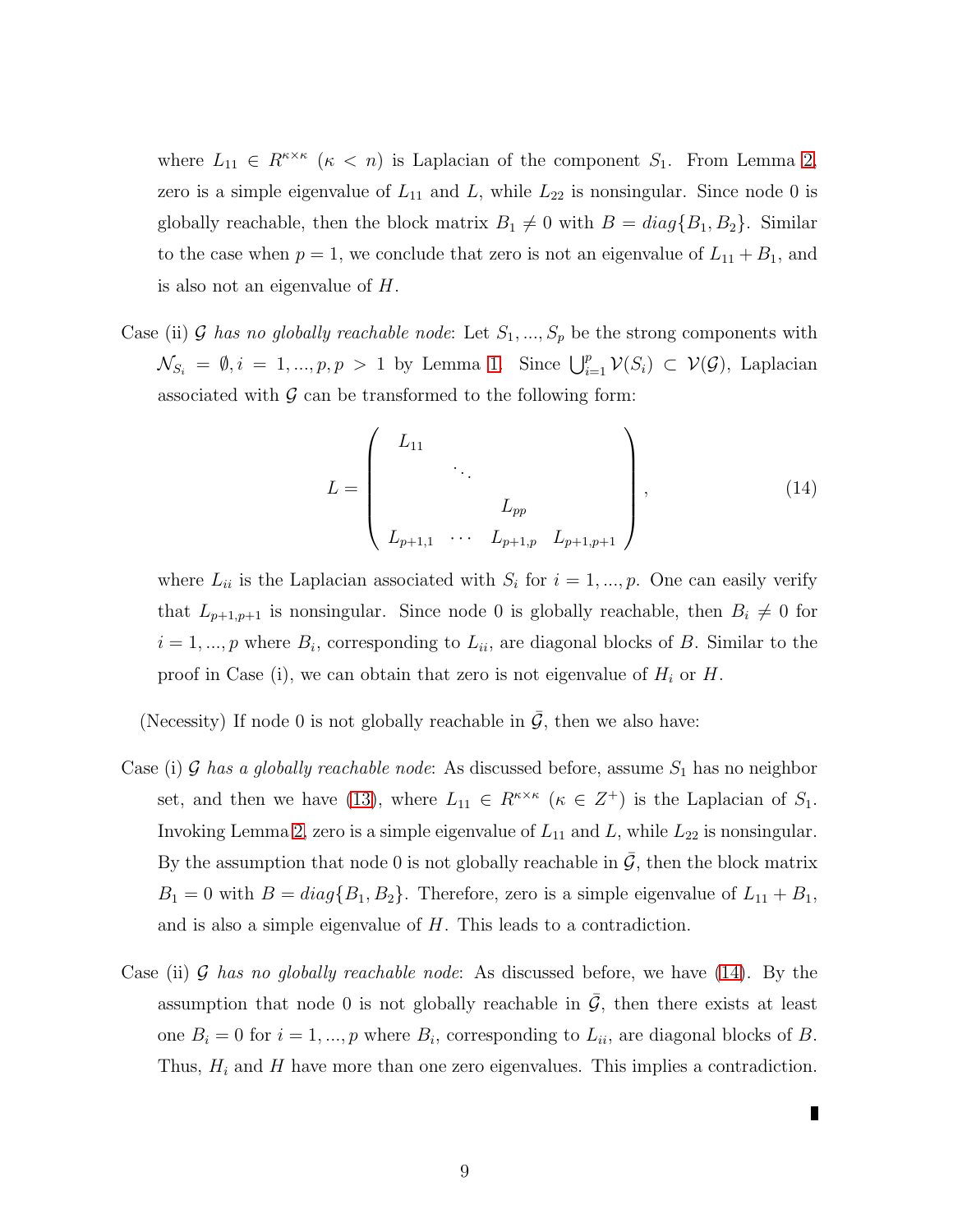where $L_{11} \in R^{\kappa\times\kappa}$ ($\kappa < n$) is Laplacian of the component $S_1$. From Lemma 2, zero is a simple eigenvalue of $L_{11}$ and $L$, while $L_{22}$ is nonsingular. Since node 0 is globally reachable, then the block matrix $B_1 \neq 0$ with $B = diag\{B_1, B_2\}$. Similar to the case when $p = 1$, we conclude that zero is not an eigenvalue of $L_{11} + B_1$, and is also not an eigenvalue of $H$.

Case (ii) *$\mathcal{G}$ has no globally reachable node*: Let $S_1, ..., S_p$ be the strong components with $\mathcal{N}_{S_i} = \emptyset, i = 1, ..., p, p > 1$ by Lemma 1. Since $\bigcup_{i=1}^{p} \mathcal{V}(S_i) \subset \mathcal{V}(\mathcal{G})$, Laplacian associated with $\mathcal{G}$ can be transformed to the following form:

$$L = \begin{pmatrix} L_{11} & & & \\ & \ddots & & \\ & & L_{pp} & \\ L_{p+1,1} & \cdots & L_{p+1,p} & L_{p+1,p+1} \end{pmatrix}, \tag{14}$$

where $L_{ii}$ is the Laplacian associated with $S_i$ for $i = 1, ..., p$. One can easily verify that $L_{p+1,p+1}$ is nonsingular. Since node 0 is globally reachable, then $B_i \neq 0$ for $i = 1, ..., p$ where $B_i$, corresponding to $L_{ii}$, are diagonal blocks of $B$. Similar to the proof in Case (i), we can obtain that zero is not eigenvalue of $H_i$ or $H$.

(Necessity) If node 0 is not globally reachable in $\bar{\mathcal{G}}$, then we also have:

Case (i) *$\mathcal{G}$ has a globally reachable node*: As discussed before, assume $S_1$ has no neighbor set, and then we have (13), where $L_{11} \in R^{\kappa\times\kappa}$ ($\kappa \in Z^+$) is the Laplacian of $S_1$. Invoking Lemma 2, zero is a simple eigenvalue of $L_{11}$ and $L$, while $L_{22}$ is nonsingular. By the assumption that node 0 is not globally reachable in $\bar{\mathcal{G}}$, then the block matrix $B_1 = 0$ with $B = diag\{B_1, B_2\}$. Therefore, zero is a simple eigenvalue of $L_{11} + B_1$, and is also a simple eigenvalue of $H$. This leads to a contradiction.

Case (ii) *$\mathcal{G}$ has no globally reachable node*: As discussed before, we have (14). By the assumption that node 0 is not globally reachable in $\bar{\mathcal{G}}$, then there exists at least one $B_i = 0$ for $i = 1, ..., p$ where $B_i$, corresponding to $L_{ii}$, are diagonal blocks of $B$. Thus, $H_i$ and $H$ have more than one zero eigenvalues. This implies a contradiction.

∎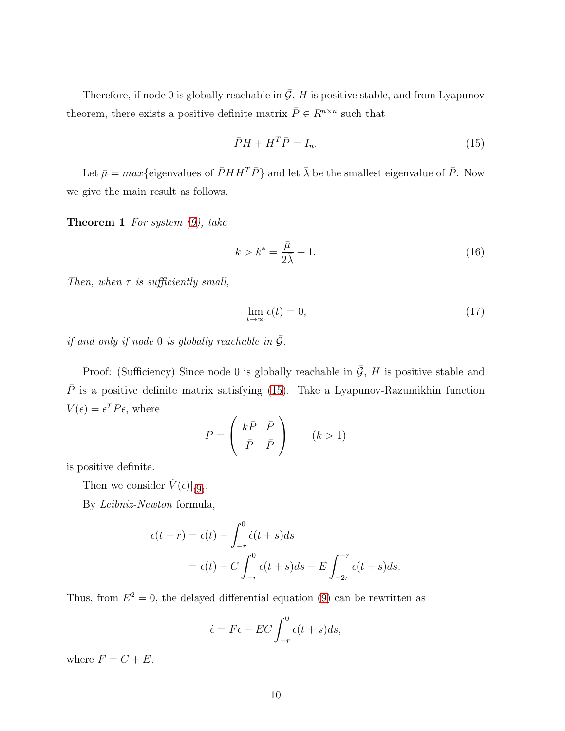Therefore, if node 0 is globally reachable in $\bar{\mathcal{G}}$, $H$ is positive stable, and from Lyapunov theorem, there exists a positive definite matrix $\bar{P} \in R^{n\times n}$ such that

$$\bar{P}H + H^T\bar{P} = I_n. \tag{15}$$

Let $\bar{\mu} = max\{\text{eigenvalues of } \bar{P}HH^T\bar{P}\}$ and let $\bar{\lambda}$ be the smallest eigenvalue of $\bar{P}$. Now we give the main result as follows.

**Theorem 1** *For system (9), take*

$$k > k^* = \frac{\bar{\mu}}{2\bar{\lambda}} + 1. \tag{16}$$

*Then, when $\tau$ is sufficiently small,*

$$\lim_{t\to\infty} \epsilon(t) = 0, \tag{17}$$

*if and only if node 0 is globally reachable in $\bar{\mathcal{G}}$.*

Proof: (Sufficiency) Since node 0 is globally reachable in $\bar{\mathcal{G}}$, $H$ is positive stable and $\bar{P}$ is a positive definite matrix satisfying (15). Take a Lyapunov-Razumikhin function $V(\epsilon) = \epsilon^T P\epsilon$, where

$$P = \begin{pmatrix} k\bar{P} & \bar{P} \\ \bar{P} & \bar{P} \end{pmatrix} \qquad (k > 1)$$

is positive definite.

Then we consider $\dot{V}(\epsilon)|_{(9)}$.

By *Leibniz-Newton* formula,

$$\begin{aligned}
\epsilon(t-r) &= \epsilon(t) - \int_{-r}^{0} \dot{\epsilon}(t+s)ds \\
&= \epsilon(t) - C\int_{-r}^{0} \epsilon(t+s)ds - E\int_{-2r}^{-r} \epsilon(t+s)ds.
\end{aligned}$$

Thus, from $E^2 = 0$, the delayed differential equation (9) can be rewritten as

$$\dot{\epsilon} = F\epsilon - EC\int_{-r}^{0} \epsilon(t+s)ds,$$

where $F = C + E$.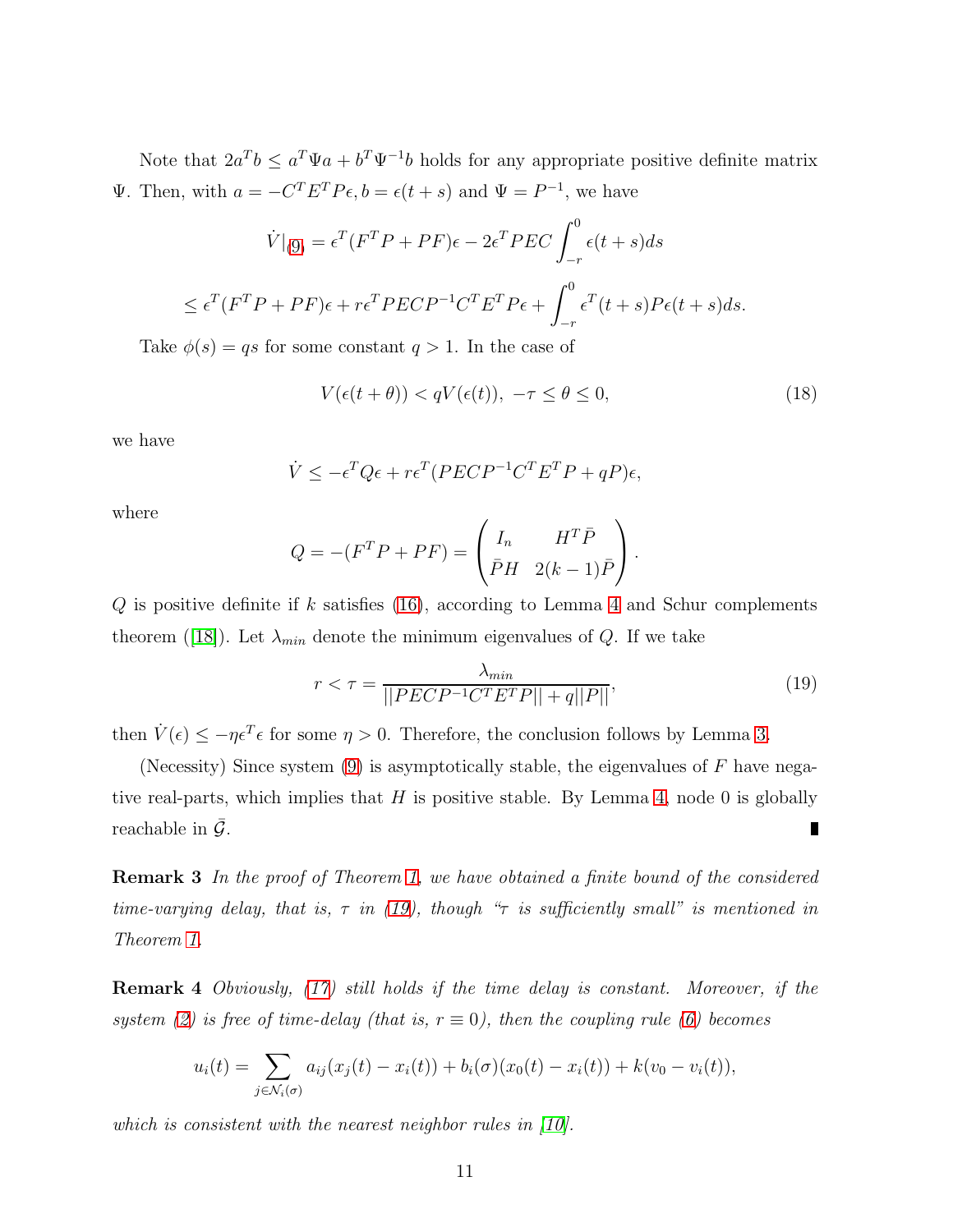Note that $2a^Tb \leq a^T\Psi a + b^T\Psi^{-1}b$ holds for any appropriate positive definite matrix $\Psi$. Then, with $a = -C^TE^TP\epsilon, b = \epsilon(t+s)$ and $\Psi = P^{-1}$, we have

$$\dot{V}|_{(9)} = \epsilon^T(F^TP + PF)\epsilon - 2\epsilon^T PEC\int_{-r}^{0}\epsilon(t+s)ds$$

$$\leq \epsilon^T(F^TP + PF)\epsilon + r\epsilon^T PECP^{-1}C^TE^TP\epsilon + \int_{-r}^{0}\epsilon^T(t+s)P\epsilon(t+s)ds.$$

Take $\phi(s) = qs$ for some constant $q > 1$. In the case of

$$V(\epsilon(t+\theta)) < qV(\epsilon(t)),\ -\tau \leq \theta \leq 0, \tag{18}$$

we have

$$\dot{V} \leq -\epsilon^T Q\epsilon + r\epsilon^T(PECP^{-1}C^TE^TP + qP)\epsilon,$$

where

$$Q = -(F^TP + PF) = \begin{pmatrix} I_n & H^T\bar{P} \\ \bar{P}H & 2(k-1)\bar{P} \end{pmatrix}.$$

$Q$ is positive definite if $k$ satisfies (16), according to Lemma 4 and Schur complements theorem ([18]). Let $\lambda_{min}$ denote the minimum eigenvalues of $Q$. If we take

$$r < \tau = \frac{\lambda_{min}}{||PECP^{-1}C^TE^TP|| + q||P||}, \tag{19}$$

then $\dot{V}(\epsilon) \leq -\eta\epsilon^T\epsilon$ for some $\eta > 0$. Therefore, the conclusion follows by Lemma 3.

(Necessity) Since system (9) is asymptotically stable, the eigenvalues of $F$ have negative real-parts, which implies that $H$ is positive stable. By Lemma 4, node 0 is globally reachable in $\bar{\mathcal{G}}$. ∎

**Remark 3** *In the proof of Theorem 1, we have obtained a finite bound of the considered time-varying delay, that is, $\tau$ in (19), though "$\tau$ is sufficiently small" is mentioned in Theorem 1.*

**Remark 4** *Obviously, (17) still holds if the time delay is constant. Moreover, if the system (2) is free of time-delay (that is, $r \equiv 0$), then the coupling rule (6) becomes*

$$u_i(t) = \sum_{j\in\mathcal{N}_i(\sigma)} a_{ij}(x_j(t) - x_i(t)) + b_i(\sigma)(x_0(t) - x_i(t)) + k(v_0 - v_i(t)),$$

*which is consistent with the nearest neighbor rules in [10].*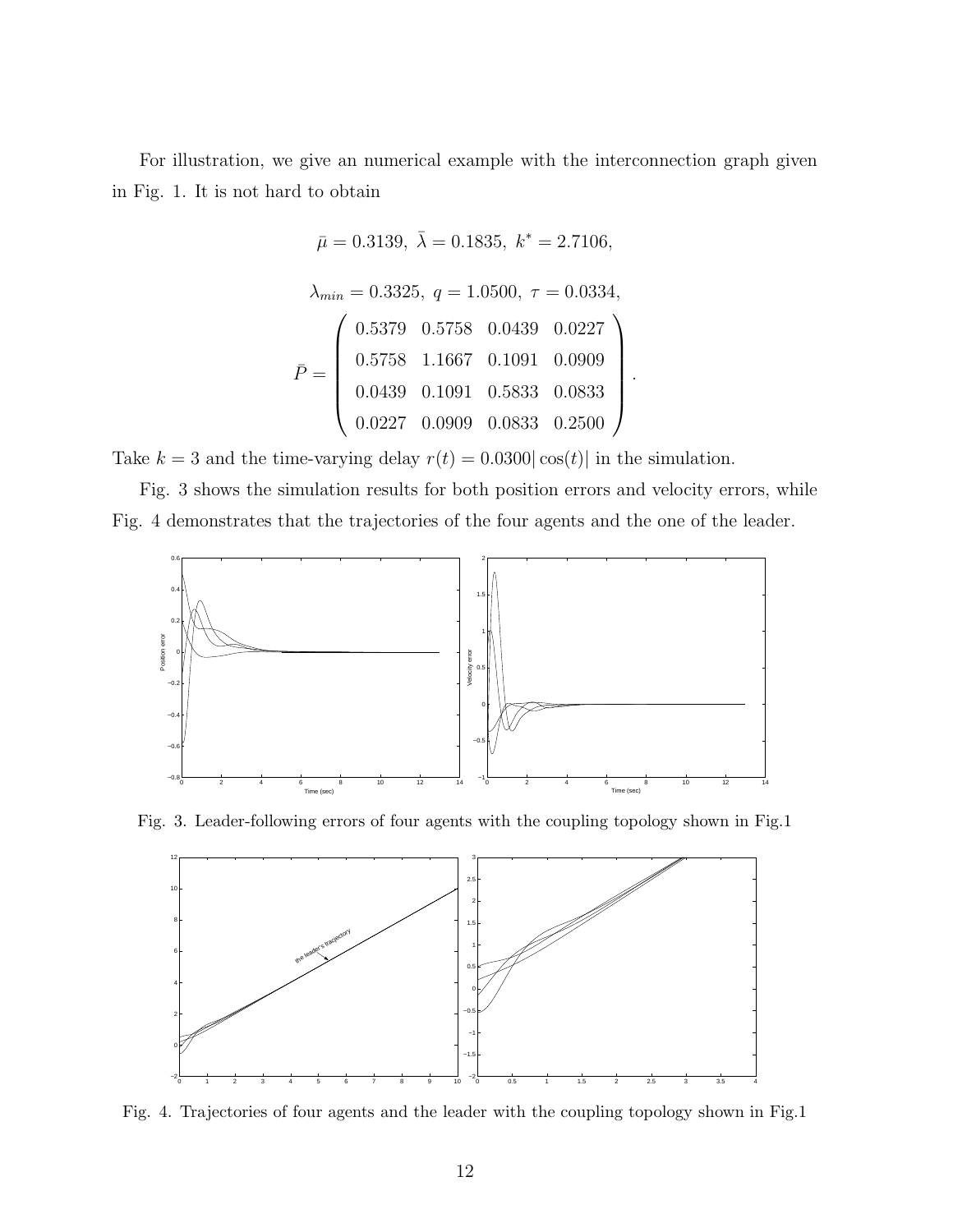For illustration, we give an numerical example with the interconnection graph given in Fig. 1. It is not hard to obtain

$$\bar{\mu} = 0.3139,\ \bar{\lambda} = 0.1835,\ k^* = 2.7106,$$

$$\lambda_{min} = 0.3325,\ q = 1.0500,\ \tau = 0.0334,$$

$$\bar{P} = \begin{pmatrix} 0.5379 & 0.5758 & 0.0439 & 0.0227 \\ 0.5758 & 1.1667 & 0.1091 & 0.0909 \\ 0.0439 & 0.1091 & 0.5833 & 0.0833 \\ 0.0227 & 0.0909 & 0.0833 & 0.2500 \end{pmatrix}.$$

Take $k = 3$ and the time-varying delay $r(t) = 0.0300|\cos(t)|$ in the simulation.

Fig. 3 shows the simulation results for both position errors and velocity errors, while Fig. 4 demonstrates that the trajectories of the four agents and the one of the leader.

Fig. 3. Leader-following errors of four agents with the coupling topology shown in Fig.1

Fig. 4. Trajectories of four agents and the leader with the coupling topology shown in Fig.1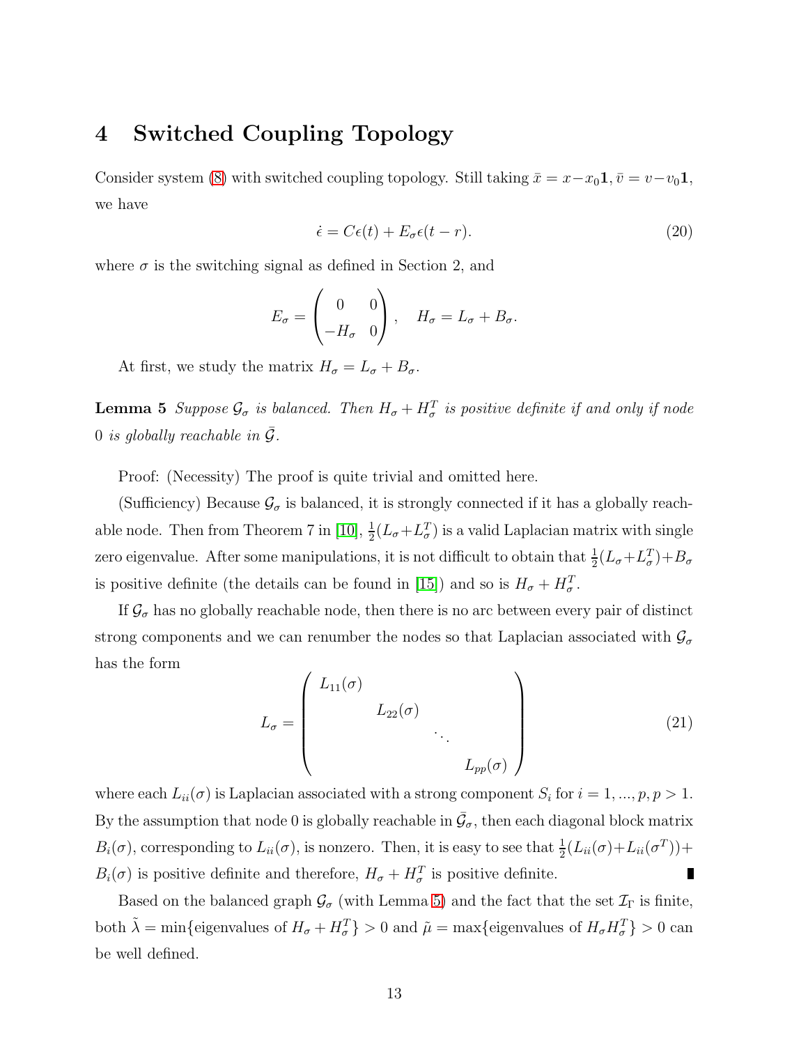# 4 Switched Coupling Topology

Consider system (8) with switched coupling topology. Still taking $\bar{x} = x - x_0\mathbf{1}, \bar{v} = v - v_0\mathbf{1}$, we have

$$\dot{\epsilon} = C\epsilon(t) + E_\sigma \epsilon(t - r). \tag{20}$$

where $\sigma$ is the switching signal as defined in Section 2, and

$$E_\sigma = \begin{pmatrix} 0 & 0 \\ -H_\sigma & 0 \end{pmatrix}, \quad H_\sigma = L_\sigma + B_\sigma.$$

At first, we study the matrix $H_\sigma = L_\sigma + B_\sigma$.

**Lemma 5** *Suppose $\mathcal{G}_\sigma$ is balanced. Then $H_\sigma + H_\sigma^T$ is positive definite if and only if node 0 is globally reachable in $\bar{\mathcal{G}}$.*

Proof: (Necessity) The proof is quite trivial and omitted here.

(Sufficiency) Because $\mathcal{G}_\sigma$ is balanced, it is strongly connected if it has a globally reachable node. Then from Theorem 7 in [10], $\frac{1}{2}(L_\sigma + L_\sigma^T)$ is a valid Laplacian matrix with single zero eigenvalue. After some manipulations, it is not difficult to obtain that $\frac{1}{2}(L_\sigma + L_\sigma^T) + B_\sigma$ is positive definite (the details can be found in [15]) and so is $H_\sigma + H_\sigma^T$.

If $\mathcal{G}_\sigma$ has no globally reachable node, then there is no arc between every pair of distinct strong components and we can renumber the nodes so that Laplacian associated with $\mathcal{G}_\sigma$ has the form

$$L_\sigma = \begin{pmatrix} L_{11}(\sigma) & & & \\ & L_{22}(\sigma) & & \\ & & \ddots & \\ & & & L_{pp}(\sigma) \end{pmatrix} \tag{21}$$

where each $L_{ii}(\sigma)$ is Laplacian associated with a strong component $S_i$ for $i = 1, ..., p, p > 1$. By the assumption that node 0 is globally reachable in $\bar{\mathcal{G}}_\sigma$, then each diagonal block matrix $B_i(\sigma)$, corresponding to $L_{ii}(\sigma)$, is nonzero. Then, it is easy to see that $\frac{1}{2}(L_{ii}(\sigma) + L_{ii}(\sigma^T)) + B_i(\sigma)$ is positive definite and therefore, $H_\sigma + H_\sigma^T$ is positive definite. ∎

Based on the balanced graph $\mathcal{G}_\sigma$ (with Lemma 5) and the fact that the set $\mathcal{I}_\Gamma$ is finite, both $\tilde{\lambda} = \min\{\text{eigenvalues of } H_\sigma + H_\sigma^T\} > 0$ and $\tilde{\mu} = \max\{\text{eigenvalues of } H_\sigma H_\sigma^T\} > 0$ can be well defined.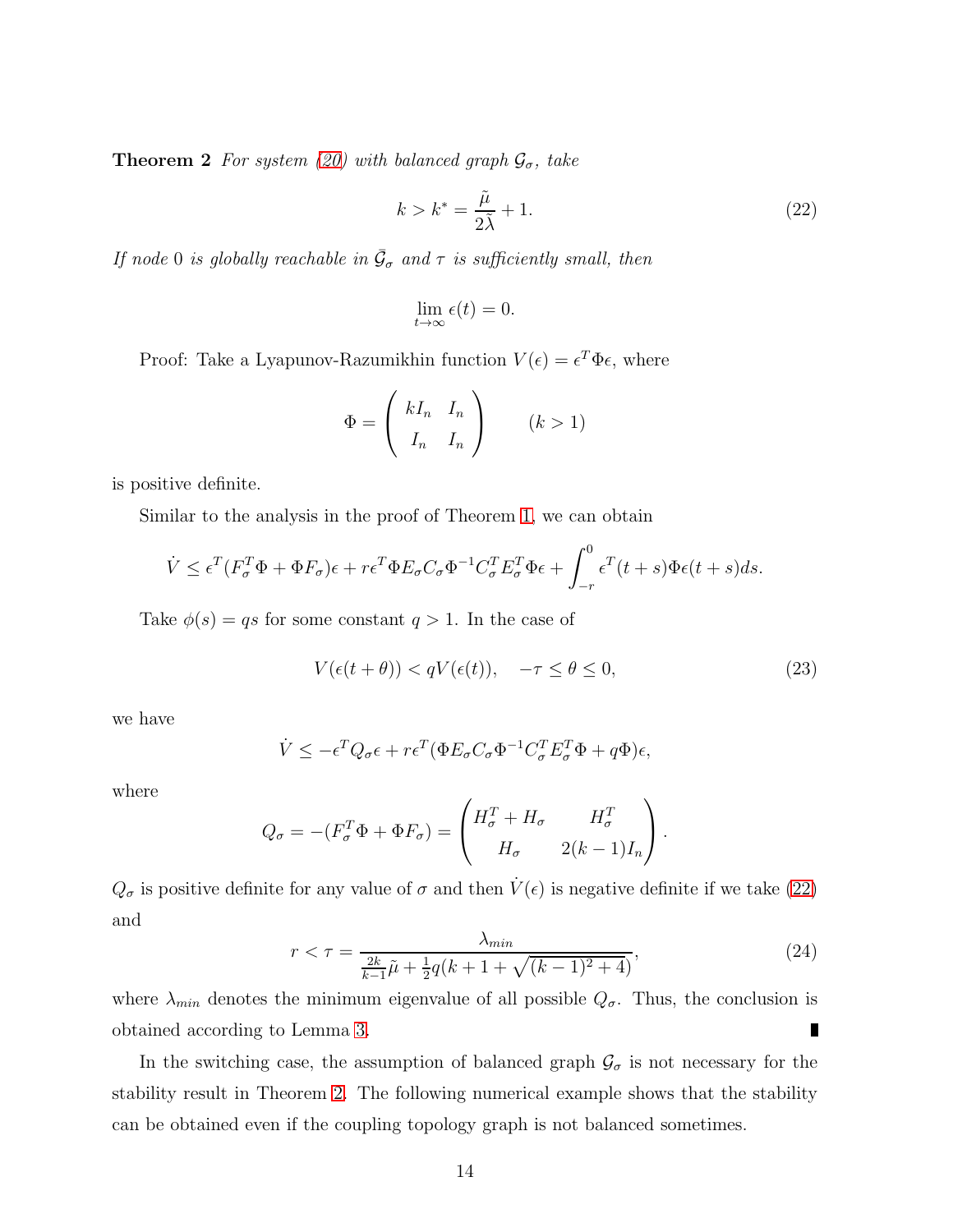**Theorem 2** *For system (20) with balanced graph $\mathcal{G}_\sigma$, take*

$$k > k^* = \frac{\tilde{\mu}}{2\tilde{\lambda}} + 1. \tag{22}$$

*If node 0 is globally reachable in $\bar{\mathcal{G}}_\sigma$ and $\tau$ is sufficiently small, then*

$$\lim_{t\to\infty} \epsilon(t) = 0.$$

Proof: Take a Lyapunov-Razumikhin function $V(\epsilon) = \epsilon^T \Phi \epsilon$, where

$$\Phi = \begin{pmatrix} kI_n & I_n \\ I_n & I_n \end{pmatrix} \qquad (k > 1)$$

is positive definite.

Similar to the analysis in the proof of Theorem 1, we can obtain

$$\dot{V} \leq \epsilon^T (F_\sigma^T \Phi + \Phi F_\sigma)\epsilon + r\epsilon^T \Phi E_\sigma C_\sigma \Phi^{-1} C_\sigma^T E_\sigma^T \Phi \epsilon + \int_{-r}^{0} \epsilon^T(t+s)\Phi\epsilon(t+s)ds.$$

Take $\phi(s) = qs$ for some constant $q > 1$. In the case of

$$V(\epsilon(t+\theta)) < qV(\epsilon(t)), \quad -\tau \leq \theta \leq 0, \tag{23}$$

we have

$$\dot{V} \leq -\epsilon^T Q_\sigma \epsilon + r\epsilon^T (\Phi E_\sigma C_\sigma \Phi^{-1} C_\sigma^T E_\sigma^T \Phi + q\Phi)\epsilon,$$

where

$$Q_\sigma = -(F_\sigma^T \Phi + \Phi F_\sigma) = \begin{pmatrix} H_\sigma^T + H_\sigma & H_\sigma^T \\ H_\sigma & 2(k-1)I_n \end{pmatrix}.$$

$Q_\sigma$ is positive definite for any value of $\sigma$ and then $\dot{V}(\epsilon)$ is negative definite if we take (22) and

$$r < \tau = \frac{\lambda_{min}}{\frac{2k}{k-1}\tilde{\mu} + \frac{1}{2}q(k+1+\sqrt{(k-1)^2+4})}, \tag{24}$$

where $\lambda_{min}$ denotes the minimum eigenvalue of all possible $Q_\sigma$. Thus, the conclusion is obtained according to Lemma 3. ∎

In the switching case, the assumption of balanced graph $\mathcal{G}_\sigma$ is not necessary for the stability result in Theorem 2. The following numerical example shows that the stability can be obtained even if the coupling topology graph is not balanced sometimes.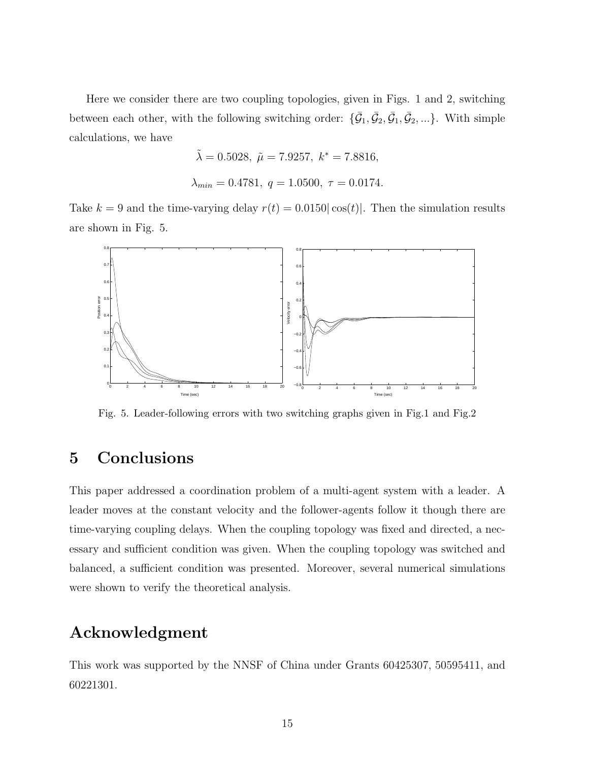Here we consider there are two coupling topologies, given in Figs. 1 and 2, switching between each other, with the following switching order: $\{\bar{\mathcal{G}}_1, \bar{\mathcal{G}}_2, \bar{\mathcal{G}}_1, \bar{\mathcal{G}}_2, ...\}$. With simple calculations, we have

$$\tilde{\lambda} = 0.5028,\ \tilde{\mu} = 7.9257,\ k^* = 7.8816,$$

$$\lambda_{min} = 0.4781,\ q = 1.0500,\ \tau = 0.0174.$$

Take $k = 9$ and the time-varying delay $r(t) = 0.0150|\cos(t)|$. Then the simulation results are shown in Fig. 5.

Fig. 5. Leader-following errors with two switching graphs given in Fig.1 and Fig.2

# 5 Conclusions

This paper addressed a coordination problem of a multi-agent system with a leader. A leader moves at the constant velocity and the follower-agents follow it though there are time-varying coupling delays. When the coupling topology was fixed and directed, a necessary and sufficient condition was given. When the coupling topology was switched and balanced, a sufficient condition was presented. Moreover, several numerical simulations were shown to verify the theoretical analysis.

# Acknowledgment

This work was supported by the NNSF of China under Grants 60425307, 50595411, and 60221301.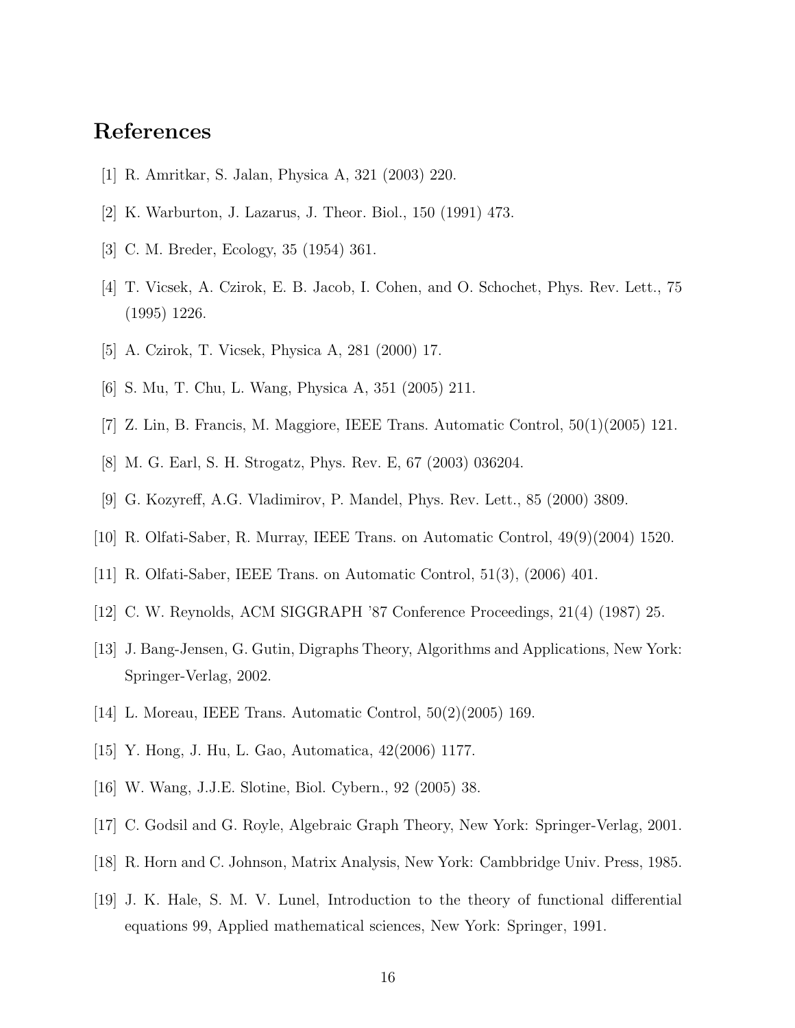## References

[1] R. Amritkar, S. Jalan, Physica A, 321 (2003) 220.

[2] K. Warburton, J. Lazarus, J. Theor. Biol., 150 (1991) 473.

[3] C. M. Breder, Ecology, 35 (1954) 361.

[4] T. Vicsek, A. Czirok, E. B. Jacob, I. Cohen, and O. Schochet, Phys. Rev. Lett., 75 (1995) 1226.

[5] A. Czirok, T. Vicsek, Physica A, 281 (2000) 17.

[6] S. Mu, T. Chu, L. Wang, Physica A, 351 (2005) 211.

[7] Z. Lin, B. Francis, M. Maggiore, IEEE Trans. Automatic Control, 50(1)(2005) 121.

[8] M. G. Earl, S. H. Strogatz, Phys. Rev. E, 67 (2003) 036204.

[9] G. Kozyreff, A.G. Vladimirov, P. Mandel, Phys. Rev. Lett., 85 (2000) 3809.

[10] R. Olfati-Saber, R. Murray, IEEE Trans. on Automatic Control, 49(9)(2004) 1520.

[11] R. Olfati-Saber, IEEE Trans. on Automatic Control, 51(3), (2006) 401.

[12] C. W. Reynolds, ACM SIGGRAPH '87 Conference Proceedings, 21(4) (1987) 25.

[13] J. Bang-Jensen, G. Gutin, Digraphs Theory, Algorithms and Applications, New York: Springer-Verlag, 2002.

[14] L. Moreau, IEEE Trans. Automatic Control, 50(2)(2005) 169.

[15] Y. Hong, J. Hu, L. Gao, Automatica, 42(2006) 1177.

[16] W. Wang, J.J.E. Slotine, Biol. Cybern., 92 (2005) 38.

[17] C. Godsil and G. Royle, Algebraic Graph Theory, New York: Springer-Verlag, 2001.

[18] R. Horn and C. Johnson, Matrix Analysis, New York: Cambbridge Univ. Press, 1985.

[19] J. K. Hale, S. M. V. Lunel, Introduction to the theory of functional differential equations 99, Applied mathematical sciences, New York: Springer, 1991.